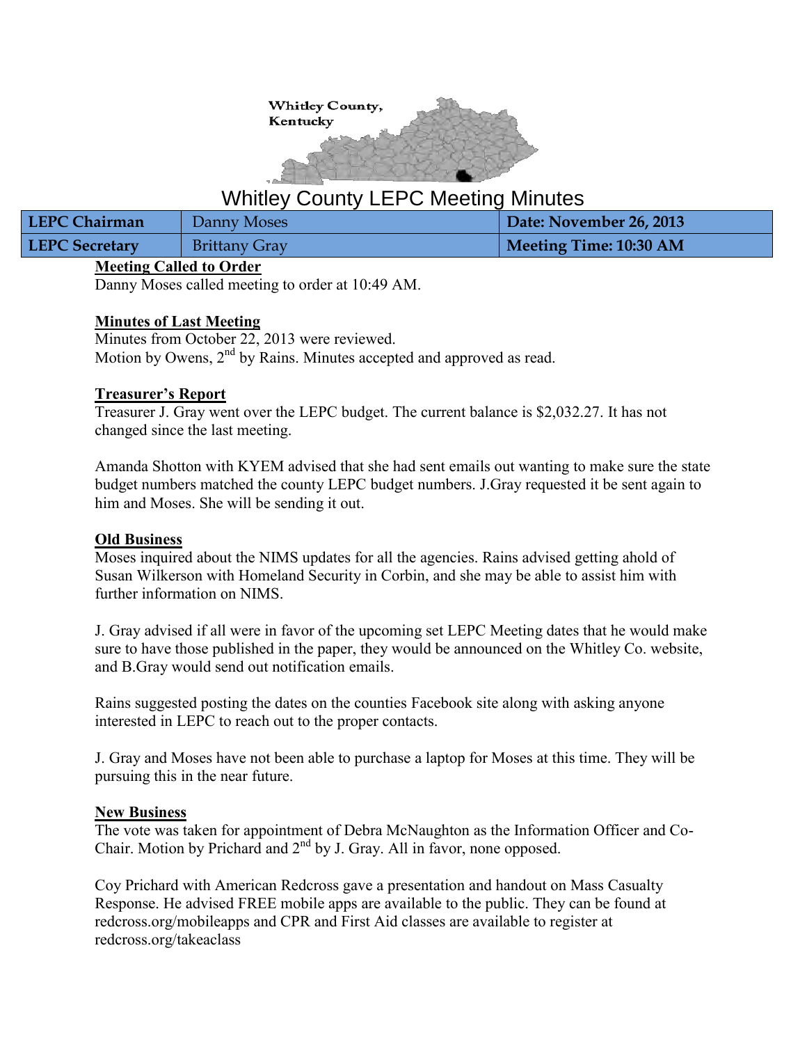Whitley County, Kentucky

# Whitley County LEPC Meeting Minutes

| LEPC Chairman | Danny Moses | Date: November 26, 2013 |
|---|---|---|
| LEPC Secretary | Brittany Gray | Meeting Time: 10:30 AM |

**Meeting Called to Order**

Danny Moses called meeting to order at 10:49 AM.

**Minutes of Last Meeting**

Minutes from October 22, 2013 were reviewed.
Motion by Owens, 2nd by Rains. Minutes accepted and approved as read.

**Treasurer's Report**

Treasurer J. Gray went over the LEPC budget. The current balance is $2,032.27. It has not changed since the last meeting.

Amanda Shotton with KYEM advised that she had sent emails out wanting to make sure the state budget numbers matched the county LEPC budget numbers. J.Gray requested it be sent again to him and Moses. She will be sending it out.

**Old Business**

Moses inquired about the NIMS updates for all the agencies. Rains advised getting ahold of Susan Wilkerson with Homeland Security in Corbin, and she may be able to assist him with further information on NIMS.

J. Gray advised if all were in favor of the upcoming set LEPC Meeting dates that he would make sure to have those published in the paper, they would be announced on the Whitley Co. website, and B.Gray would send out notification emails.

Rains suggested posting the dates on the counties Facebook site along with asking anyone interested in LEPC to reach out to the proper contacts.

J. Gray and Moses have not been able to purchase a laptop for Moses at this time. They will be pursuing this in the near future.

**New Business**

The vote was taken for appointment of Debra McNaughton as the Information Officer and Co-Chair. Motion by Prichard and 2nd by J. Gray. All in favor, none opposed.

Coy Prichard with American Redcross gave a presentation and handout on Mass Casualty Response. He advised FREE mobile apps are available to the public. They can be found at redcross.org/mobileapps and CPR and First Aid classes are available to register at redcross.org/takeaclass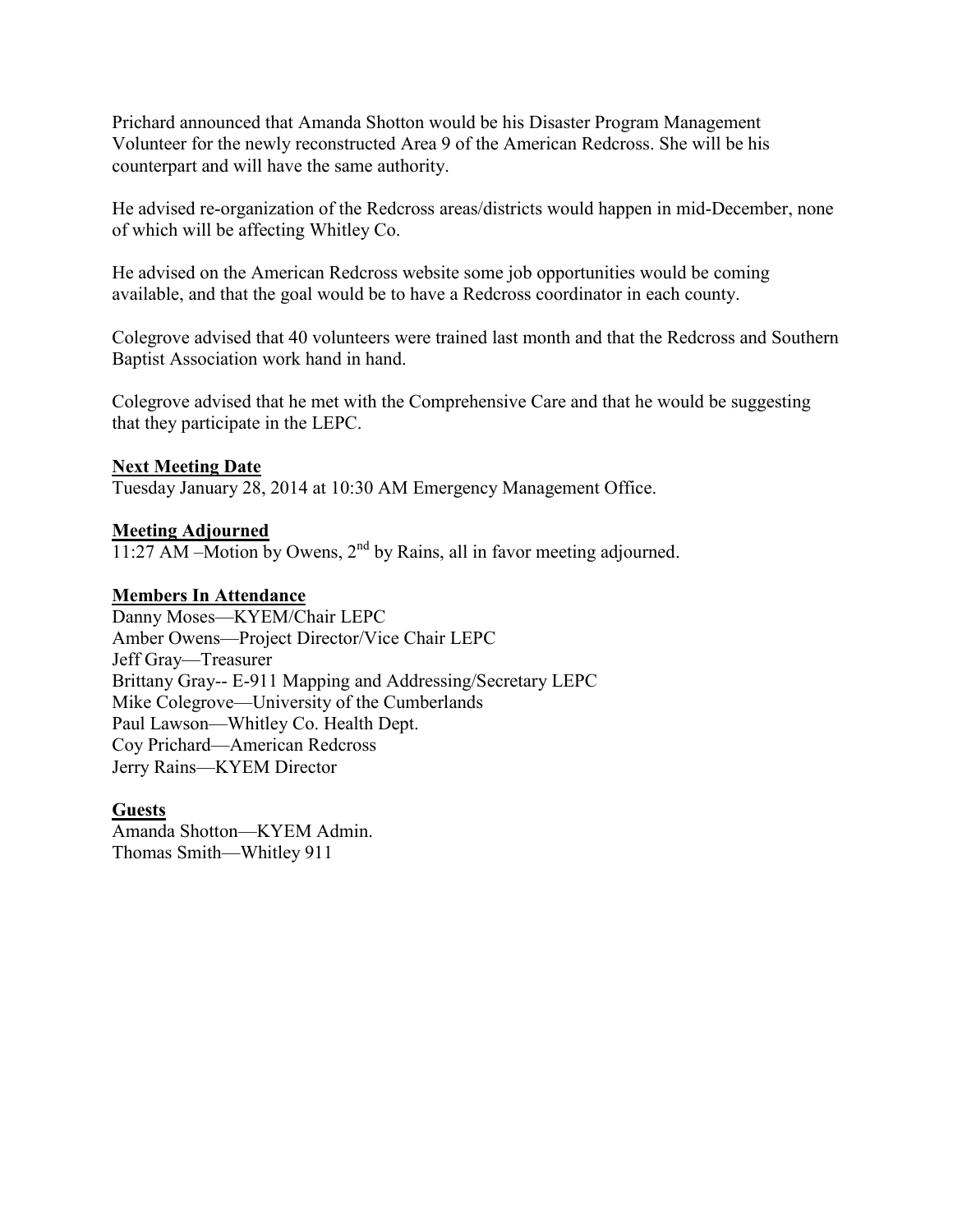Prichard announced that Amanda Shotton would be his Disaster Program Management Volunteer for the newly reconstructed Area 9 of the American Redcross. She will be his counterpart and will have the same authority.

He advised re-organization of the Redcross areas/districts would happen in mid-December, none of which will be affecting Whitley Co.

He advised on the American Redcross website some job opportunities would be coming available, and that the goal would be to have a Redcross coordinator in each county.

Colegrove advised that 40 volunteers were trained last month and that the Redcross and Southern Baptist Association work hand in hand.

Colegrove advised that he met with the Comprehensive Care and that he would be suggesting that they participate in the LEPC.

**Next Meeting Date**
Tuesday January 28, 2014 at 10:30 AM Emergency Management Office.

**Meeting Adjourned**
11:27 AM –Motion by Owens, 2nd by Rains, all in favor meeting adjourned.

**Members In Attendance**
Danny Moses—KYEM/Chair LEPC
Amber Owens—Project Director/Vice Chair LEPC
Jeff Gray—Treasurer
Brittany Gray-- E-911 Mapping and Addressing/Secretary LEPC
Mike Colegrove—University of the Cumberlands
Paul Lawson—Whitley Co. Health Dept.
Coy Prichard—American Redcross
Jerry Rains—KYEM Director

**Guests**
Amanda Shotton—KYEM Admin.
Thomas Smith—Whitley 911